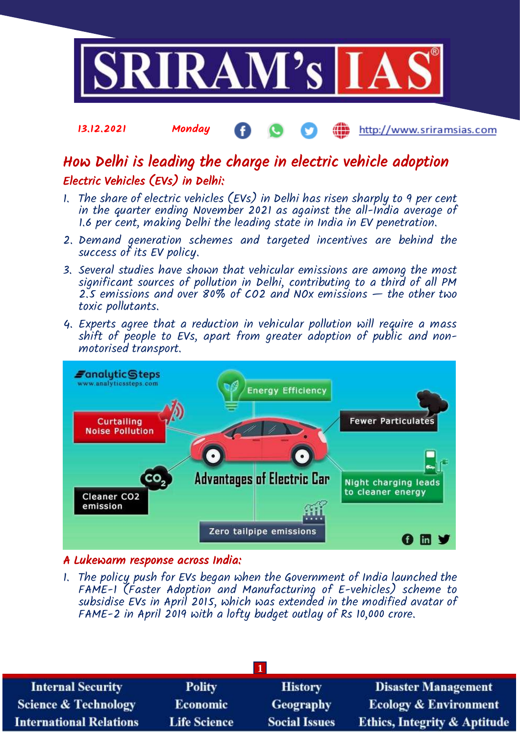13.12.2021 Monday http://www.sriramsias.com

# How Delhi is leading the charge in electric vehicle adoption

## Electric Vehicles (EVs) in Delhi:

1. The share of electric vehicles (EVs) in Delhi has risen sharply to 9 per cent in the quarter ending November 2021 as against the all-India average of 1.6 per cent, making Delhi the leading state in India in EV penetration.
2. Demand generation schemes and targeted incentives are behind the success of its EV policy.
3. Several studies have shown that vehicular emissions are among the most significant sources of pollution in Delhi, contributing to a third of all PM 2.5 emissions and over 80% of CO2 and NOx emissions — the other two toxic pollutants.
4. Experts agree that a reduction in vehicular pollution will require a mass shift of people to EVs, apart from greater adoption of public and non-motorised transport.

## A Lukewarm response across India:

1. The policy push for EVs began when the Government of India launched the FAME-I (Faster Adoption and Manufacturing of E-vehicles) scheme to subsidise EVs in April 2015, which was extended in the modified avatar of FAME-2 in April 2019 with a lofty budget outlay of Rs 10,000 crore.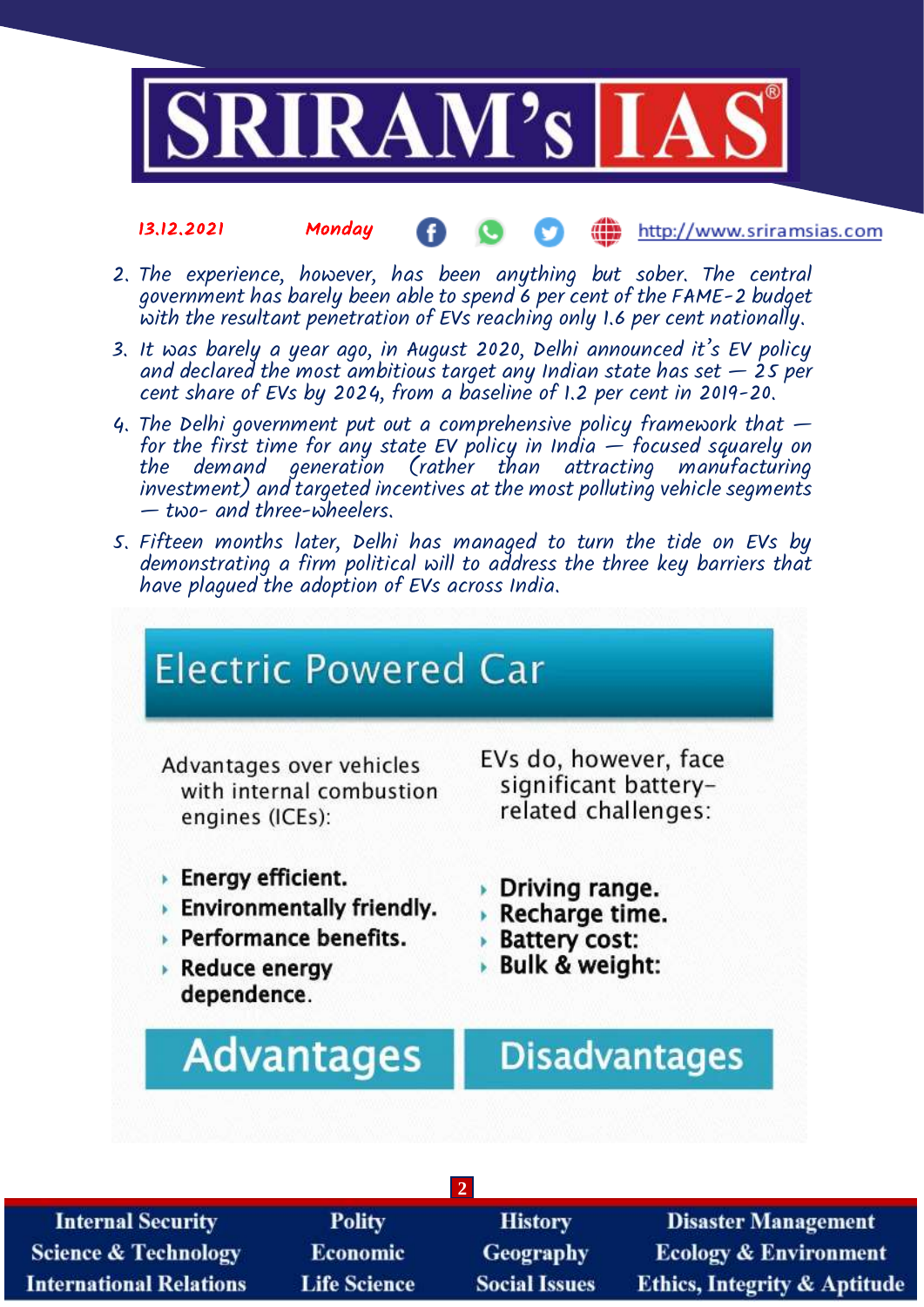2. The experience, however, has been anything but sober. The central government has barely been able to spend 6 per cent of the FAME-2 budget with the resultant penetration of EVs reaching only 1.6 per cent nationally.
3. It was barely a year ago, in August 2020, Delhi announced it's EV policy and declared the most ambitious target any Indian state has set — 25 per cent share of EVs by 2024, from a baseline of 1.2 per cent in 2019-20.
4. The Delhi government put out a comprehensive policy framework that — for the first time for any state EV policy in India — focused squarely on the demand generation (rather than attracting manufacturing investment) and targeted incentives at the most polluting vehicle segments — two- and three-wheelers.
5. Fifteen months later, Delhi has managed to turn the tide on EVs by demonstrating a firm political will to address the three key barriers that have plagued the adoption of EVs across India.

## Electric Powered Car

**Advantages**

Advantages over vehicles with internal combustion engines (ICEs):

- **Energy efficient.**
- **Environmentally friendly.**
- **Performance benefits.**
- **Reduce energy dependence.**

**Disadvantages**

EVs do, however, face significant battery-related challenges:

- **Driving range.**
- **Recharge time.**
- **Battery cost:**
- **Bulk & weight:**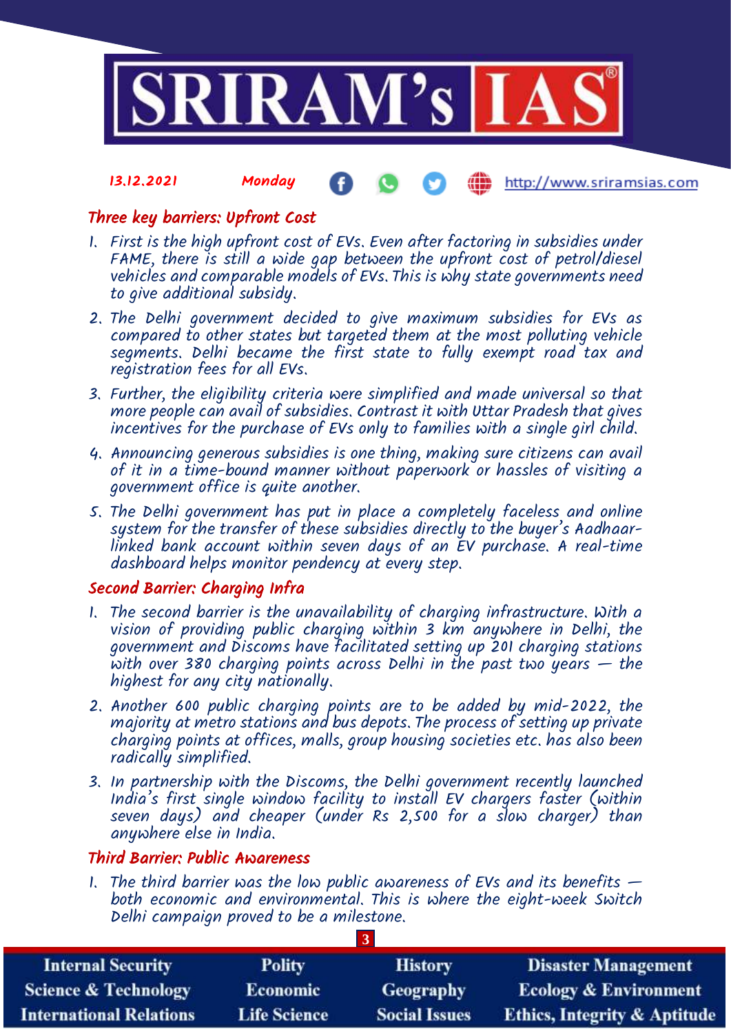## Three key barriers: Upfront Cost

1. First is the high upfront cost of EVs. Even after factoring in subsidies under FAME, there is still a wide gap between the upfront cost of petrol/diesel vehicles and comparable models of EVs. This is why state governments need to give additional subsidy.
2. The Delhi government decided to give maximum subsidies for EVs as compared to other states but targeted them at the most polluting vehicle segments. Delhi became the first state to fully exempt road tax and registration fees for all EVs.
3. Further, the eligibility criteria were simplified and made universal so that more people can avail of subsidies. Contrast it with Uttar Pradesh that gives incentives for the purchase of EVs only to families with a single girl child.
4. Announcing generous subsidies is one thing, making sure citizens can avail of it in a time-bound manner without paperwork or hassles of visiting a government office is quite another.
5. The Delhi government has put in place a completely faceless and online system for the transfer of these subsidies directly to the buyer's Aadhaar-linked bank account within seven days of an EV purchase. A real-time dashboard helps monitor pendency at every step.

## Second Barrier: Charging Infra

1. The second barrier is the unavailability of charging infrastructure. With a vision of providing public charging within 3 km anywhere in Delhi, the government and Discoms have facilitated setting up 201 charging stations with over 380 charging points across Delhi in the past two years — the highest for any city nationally.
2. Another 600 public charging points are to be added by mid-2022, the majority at metro stations and bus depots. The process of setting up private charging points at offices, malls, group housing societies etc. has also been radically simplified.
3. In partnership with the Discoms, the Delhi government recently launched India's first single window facility to install EV chargers faster (within seven days) and cheaper (under Rs 2,500 for a slow charger) than anywhere else in India.

## Third Barrier: Public Awareness

1. The third barrier was the low public awareness of EVs and its benefits — both economic and environmental. This is where the eight-week Switch Delhi campaign proved to be a milestone.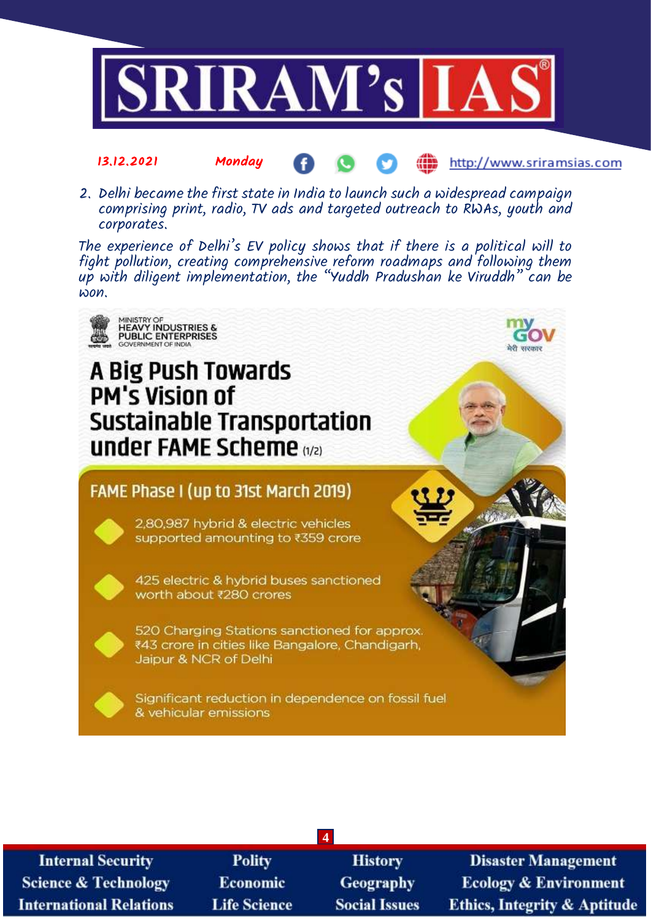2. Delhi became the first state in India to launch such a widespread campaign comprising print, radio, TV ads and targeted outreach to RWAs, youth and corporates.

The experience of Delhi's EV policy shows that if there is a political will to fight pollution, creating comprehensive reform roadmaps and following them up with diligent implementation, the "Yuddh Pradushan ke Viruddh" can be won.

MINISTRY OF HEAVY INDUSTRIES & PUBLIC ENTERPRISES
GOVERNMENT OF INDIA

## A Big Push Towards PM's Vision of Sustainable Transportation under FAME Scheme (1/2)

### FAME Phase I (up to 31st March 2019)

- 2,80,987 hybrid & electric vehicles supported amounting to ₹359 crore
- 425 electric & hybrid buses sanctioned worth about ₹280 crores
- 520 Charging Stations sanctioned for approx. ₹43 crore in cities like Bangalore, Chandigarh, Jaipur & NCR of Delhi
- Significant reduction in dependence on fossil fuel & vehicular emissions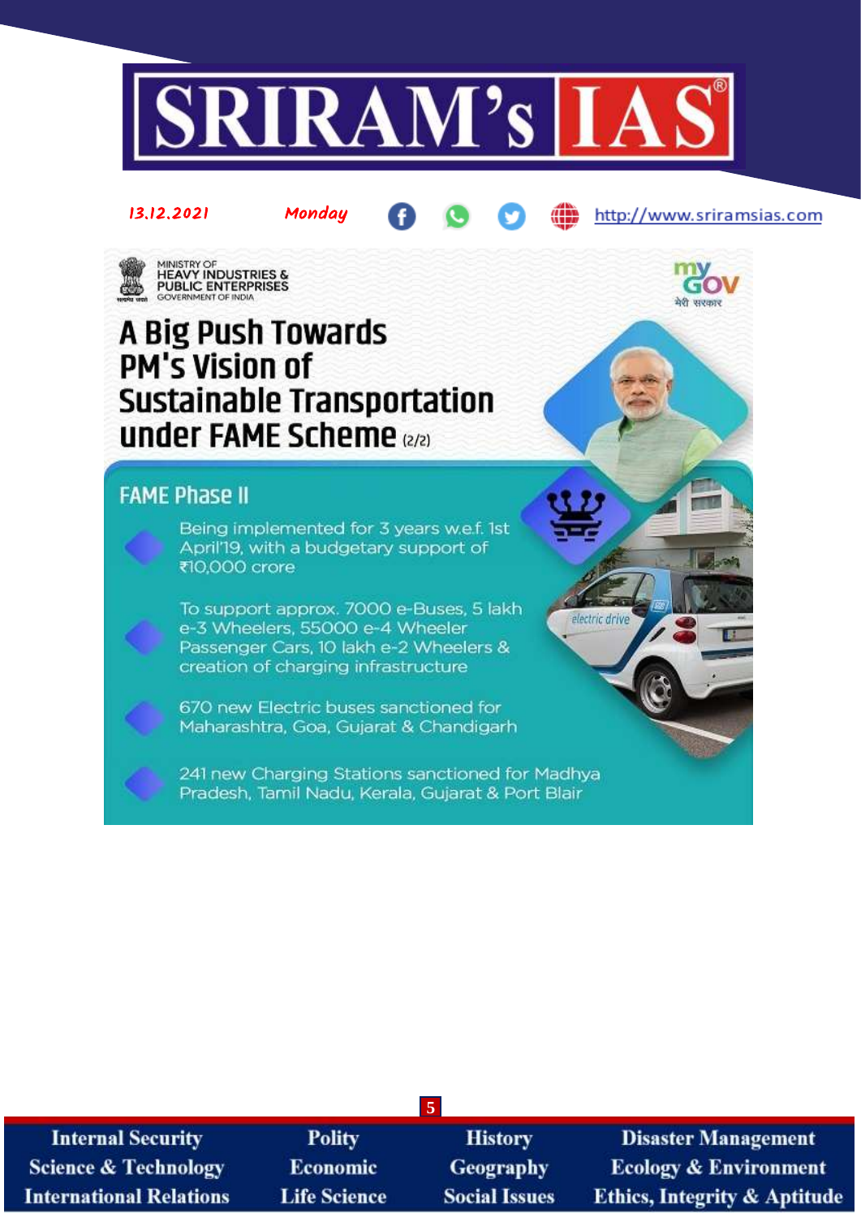MINISTRY OF HEAVY INDUSTRIES & PUBLIC ENTERPRISES
GOVERNMENT OF INDIA

# A Big Push Towards PM's Vision of Sustainable Transportation under FAME Scheme (2/2)

## FAME Phase II

- Being implemented for 3 years w.e.f. 1st April'19, with a budgetary support of ₹10,000 crore
- To support approx. 7000 e-Buses, 5 lakh e-3 Wheelers, 55000 e-4 Wheeler Passenger Cars, 10 lakh e-2 Wheelers & creation of charging infrastructure
- 670 new Electric buses sanctioned for Maharashtra, Goa, Gujarat & Chandigarh
- 241 new Charging Stations sanctioned for Madhya Pradesh, Tamil Nadu, Kerala, Gujarat & Port Blair